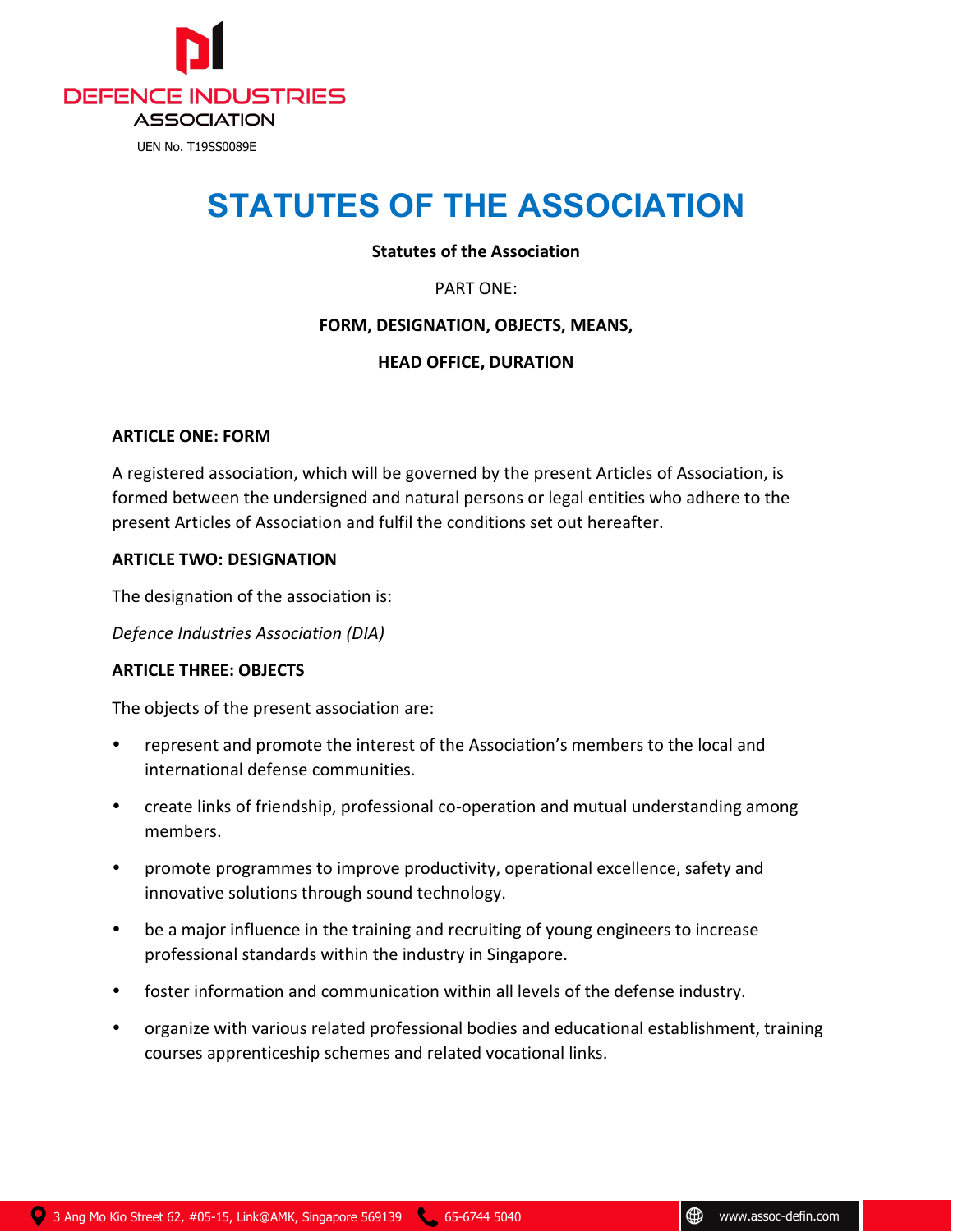DEFENCE INDUSTRIES ASSOCIATION

UEN No. T19SS0089E

# STATUTES OF THE ASSOCIATION

**Statutes of the Association**

PART ONE:

**FORM, DESIGNATION, OBJECTS, MEANS,**

**HEAD OFFICE, DURATION**

**ARTICLE ONE: FORM**

A registered association, which will be governed by the present Articles of Association, is formed between the undersigned and natural persons or legal entities who adhere to the present Articles of Association and fulfil the conditions set out hereafter.

**ARTICLE TWO: DESIGNATION**

The designation of the association is:

*Defence Industries Association (DIA)*

**ARTICLE THREE: OBJECTS**

The objects of the present association are:

- represent and promote the interest of the Association's members to the local and international defense communities.
- create links of friendship, professional co-operation and mutual understanding among members.
- promote programmes to improve productivity, operational excellence, safety and innovative solutions through sound technology.
- be a major influence in the training and recruiting of young engineers to increase professional standards within the industry in Singapore.
- foster information and communication within all levels of the defense industry.
- organize with various related professional bodies and educational establishment, training courses apprenticeship schemes and related vocational links.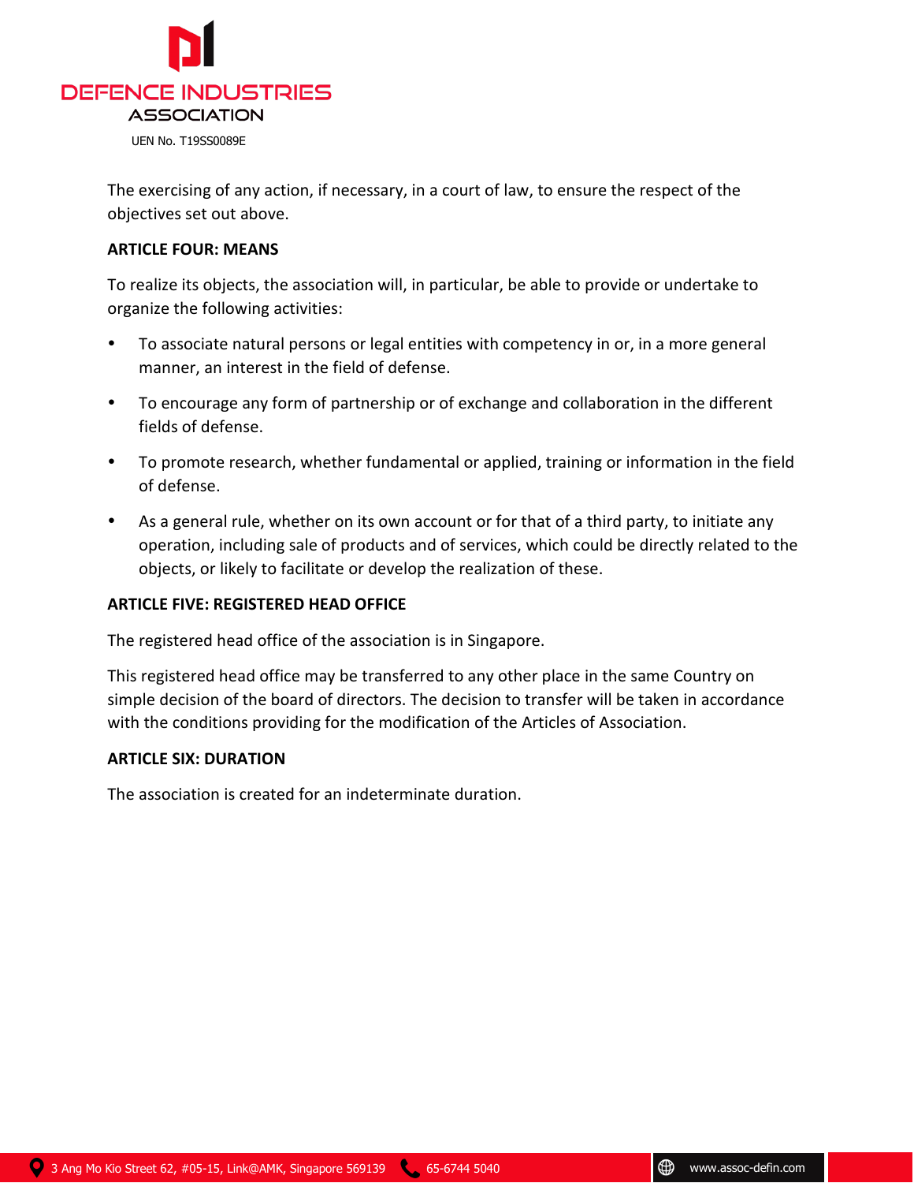The exercising of any action, if necessary, in a court of law, to ensure the respect of the objectives set out above.

**ARTICLE FOUR: MEANS**

To realize its objects, the association will, in particular, be able to provide or undertake to organize the following activities:

- To associate natural persons or legal entities with competency in or, in a more general manner, an interest in the field of defense.
- To encourage any form of partnership or of exchange and collaboration in the different fields of defense.
- To promote research, whether fundamental or applied, training or information in the field of defense.
- As a general rule, whether on its own account or for that of a third party, to initiate any operation, including sale of products and of services, which could be directly related to the objects, or likely to facilitate or develop the realization of these.

**ARTICLE FIVE: REGISTERED HEAD OFFICE**

The registered head office of the association is in Singapore.

This registered head office may be transferred to any other place in the same Country on simple decision of the board of directors. The decision to transfer will be taken in accordance with the conditions providing for the modification of the Articles of Association.

**ARTICLE SIX: DURATION**

The association is created for an indeterminate duration.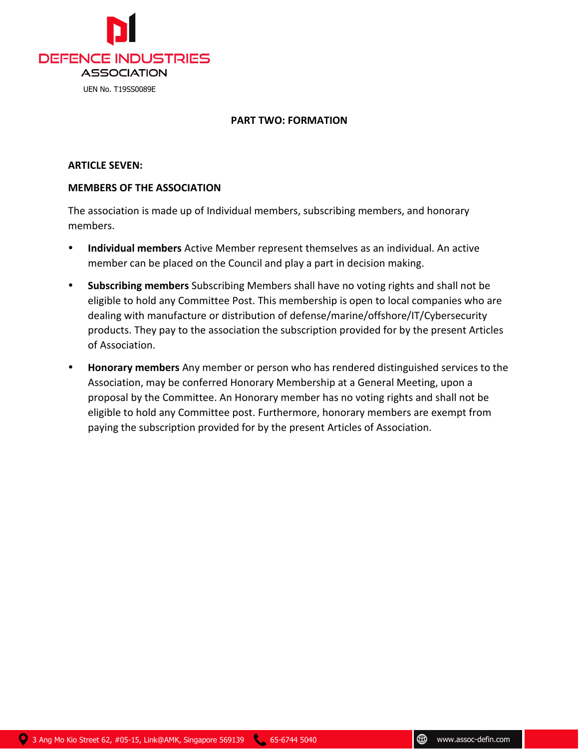## PART TWO: FORMATION

### ARTICLE SEVEN:

### MEMBERS OF THE ASSOCIATION

The association is made up of Individual members, subscribing members, and honorary members.

- **Individual members** Active Member represent themselves as an individual. An active member can be placed on the Council and play a part in decision making.
- **Subscribing members** Subscribing Members shall have no voting rights and shall not be eligible to hold any Committee Post. This membership is open to local companies who are dealing with manufacture or distribution of defense/marine/offshore/IT/Cybersecurity products. They pay to the association the subscription provided for by the present Articles of Association.
- **Honorary members** Any member or person who has rendered distinguished services to the Association, may be conferred Honorary Membership at a General Meeting, upon a proposal by the Committee. An Honorary member has no voting rights and shall not be eligible to hold any Committee post. Furthermore, honorary members are exempt from paying the subscription provided for by the present Articles of Association.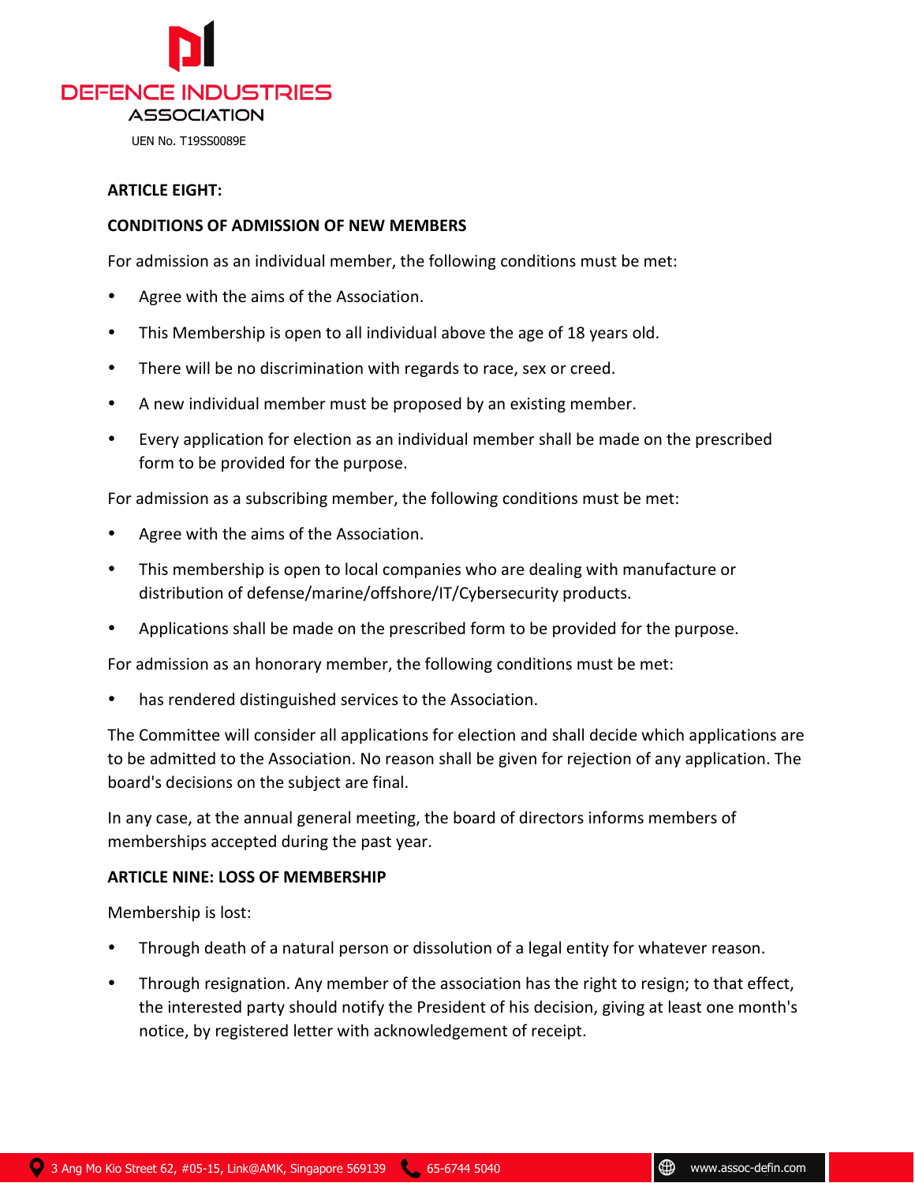**ARTICLE EIGHT:**

**CONDITIONS OF ADMISSION OF NEW MEMBERS**

For admission as an individual member, the following conditions must be met:

- Agree with the aims of the Association.
- This Membership is open to all individual above the age of 18 years old.
- There will be no discrimination with regards to race, sex or creed.
- A new individual member must be proposed by an existing member.
- Every application for election as an individual member shall be made on the prescribed form to be provided for the purpose.

For admission as a subscribing member, the following conditions must be met:

- Agree with the aims of the Association.
- This membership is open to local companies who are dealing with manufacture or distribution of defense/marine/offshore/IT/Cybersecurity products.
- Applications shall be made on the prescribed form to be provided for the purpose.

For admission as an honorary member, the following conditions must be met:

- has rendered distinguished services to the Association.

The Committee will consider all applications for election and shall decide which applications are to be admitted to the Association. No reason shall be given for rejection of any application. The board's decisions on the subject are final.

In any case, at the annual general meeting, the board of directors informs members of memberships accepted during the past year.

**ARTICLE NINE: LOSS OF MEMBERSHIP**

Membership is lost:

- Through death of a natural person or dissolution of a legal entity for whatever reason.
- Through resignation. Any member of the association has the right to resign; to that effect, the interested party should notify the President of his decision, giving at least one month's notice, by registered letter with acknowledgement of receipt.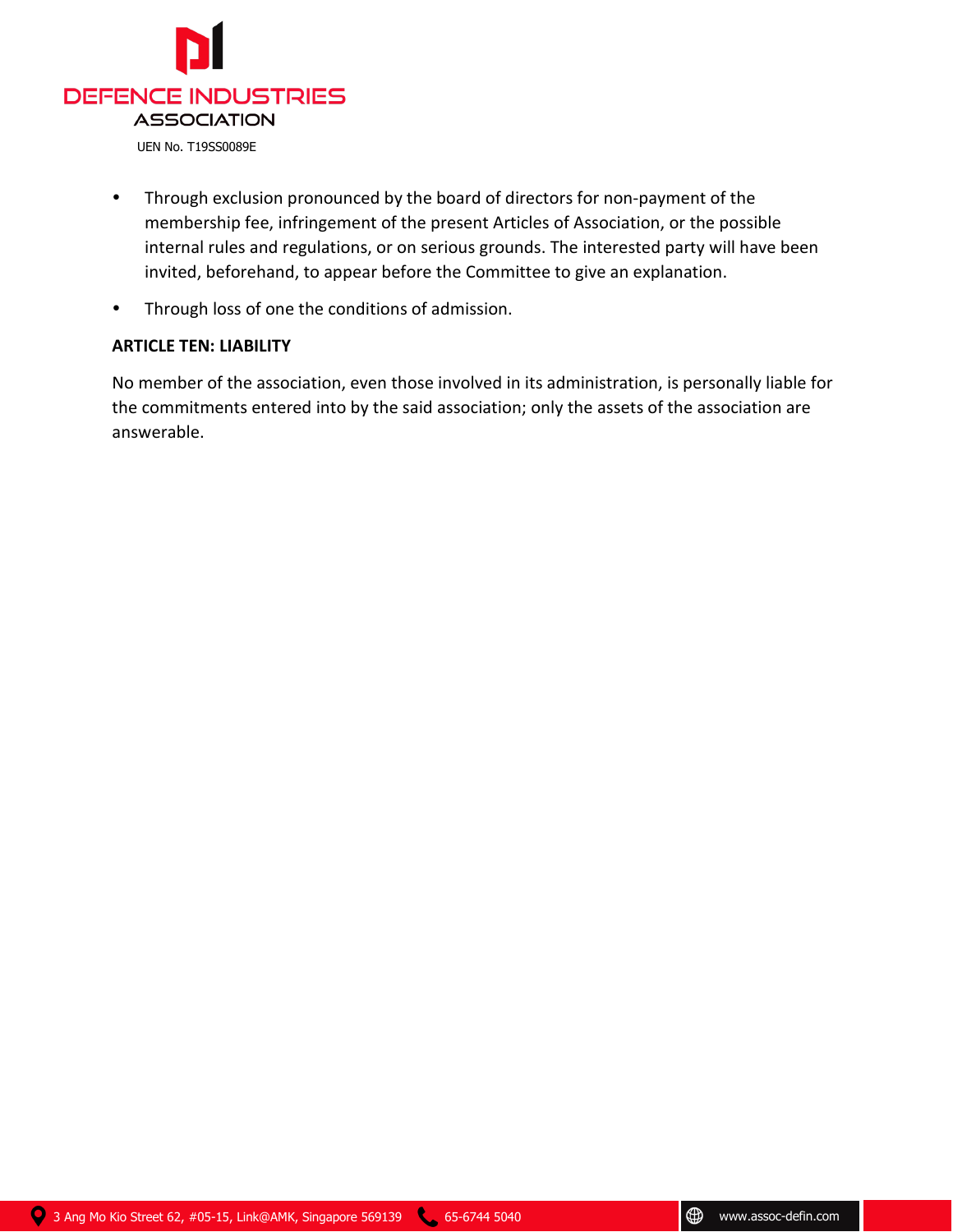- Through exclusion pronounced by the board of directors for non-payment of the membership fee, infringement of the present Articles of Association, or the possible internal rules and regulations, or on serious grounds. The interested party will have been invited, beforehand, to appear before the Committee to give an explanation.
- Through loss of one the conditions of admission.

**ARTICLE TEN: LIABILITY**

No member of the association, even those involved in its administration, is personally liable for the commitments entered into by the said association; only the assets of the association are answerable.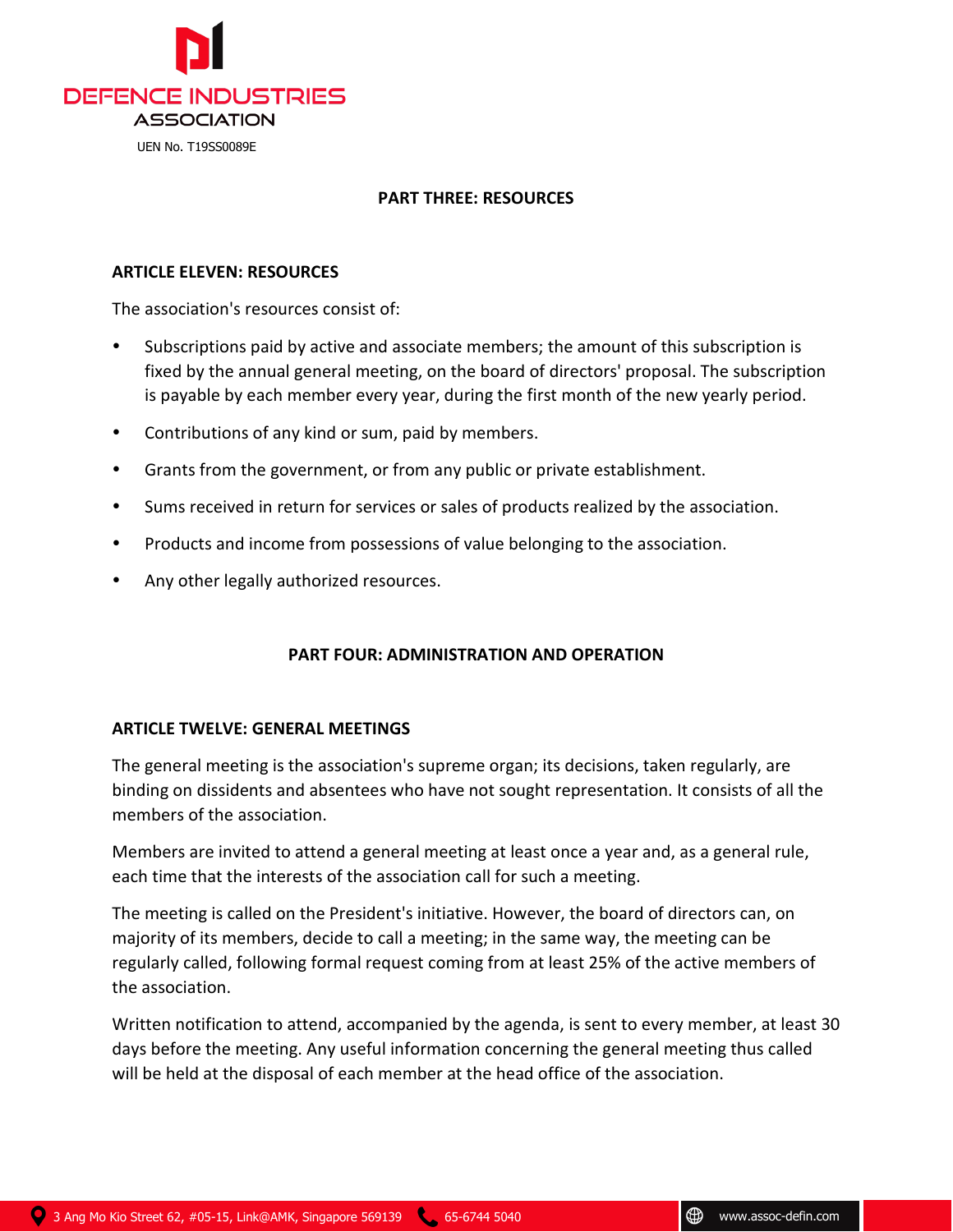## PART THREE: RESOURCES

### ARTICLE ELEVEN: RESOURCES

The association's resources consist of:

- Subscriptions paid by active and associate members; the amount of this subscription is fixed by the annual general meeting, on the board of directors' proposal. The subscription is payable by each member every year, during the first month of the new yearly period.
- Contributions of any kind or sum, paid by members.
- Grants from the government, or from any public or private establishment.
- Sums received in return for services or sales of products realized by the association.
- Products and income from possessions of value belonging to the association.
- Any other legally authorized resources.

## PART FOUR: ADMINISTRATION AND OPERATION

### ARTICLE TWELVE: GENERAL MEETINGS

The general meeting is the association's supreme organ; its decisions, taken regularly, are binding on dissidents and absentees who have not sought representation. It consists of all the members of the association.

Members are invited to attend a general meeting at least once a year and, as a general rule, each time that the interests of the association call for such a meeting.

The meeting is called on the President's initiative. However, the board of directors can, on majority of its members, decide to call a meeting; in the same way, the meeting can be regularly called, following formal request coming from at least 25% of the active members of the association.

Written notification to attend, accompanied by the agenda, is sent to every member, at least 30 days before the meeting. Any useful information concerning the general meeting thus called will be held at the disposal of each member at the head office of the association.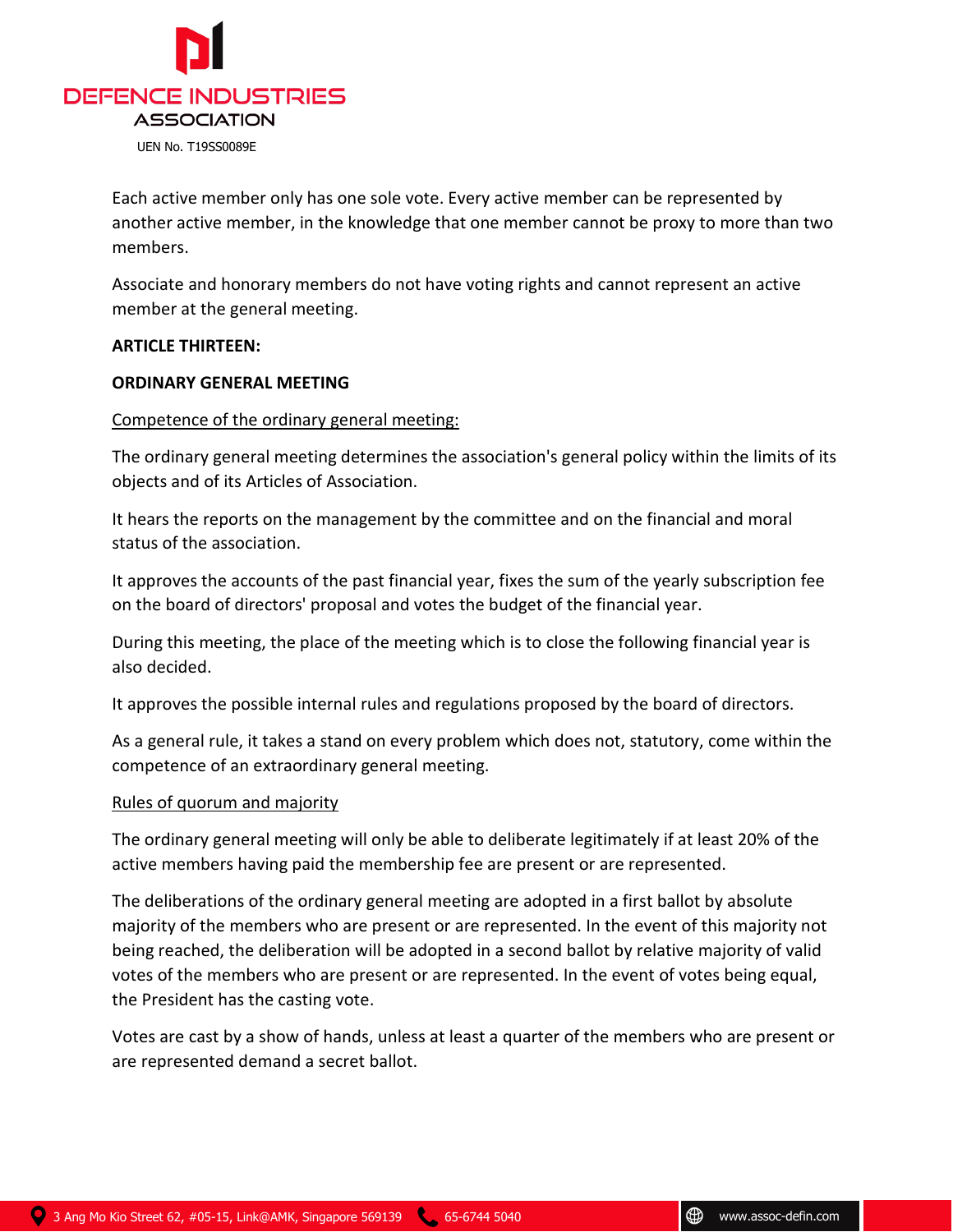Each active member only has one sole vote. Every active member can be represented by another active member, in the knowledge that one member cannot be proxy to more than two members.

Associate and honorary members do not have voting rights and cannot represent an active member at the general meeting.

**ARTICLE THIRTEEN:**

**ORDINARY GENERAL MEETING**

Competence of the ordinary general meeting:

The ordinary general meeting determines the association's general policy within the limits of its objects and of its Articles of Association.

It hears the reports on the management by the committee and on the financial and moral status of the association.

It approves the accounts of the past financial year, fixes the sum of the yearly subscription fee on the board of directors' proposal and votes the budget of the financial year.

During this meeting, the place of the meeting which is to close the following financial year is also decided.

It approves the possible internal rules and regulations proposed by the board of directors.

As a general rule, it takes a stand on every problem which does not, statutory, come within the competence of an extraordinary general meeting.

Rules of quorum and majority

The ordinary general meeting will only be able to deliberate legitimately if at least 20% of the active members having paid the membership fee are present or are represented.

The deliberations of the ordinary general meeting are adopted in a first ballot by absolute majority of the members who are present or are represented. In the event of this majority not being reached, the deliberation will be adopted in a second ballot by relative majority of valid votes of the members who are present or are represented. In the event of votes being equal, the President has the casting vote.

Votes are cast by a show of hands, unless at least a quarter of the members who are present or are represented demand a secret ballot.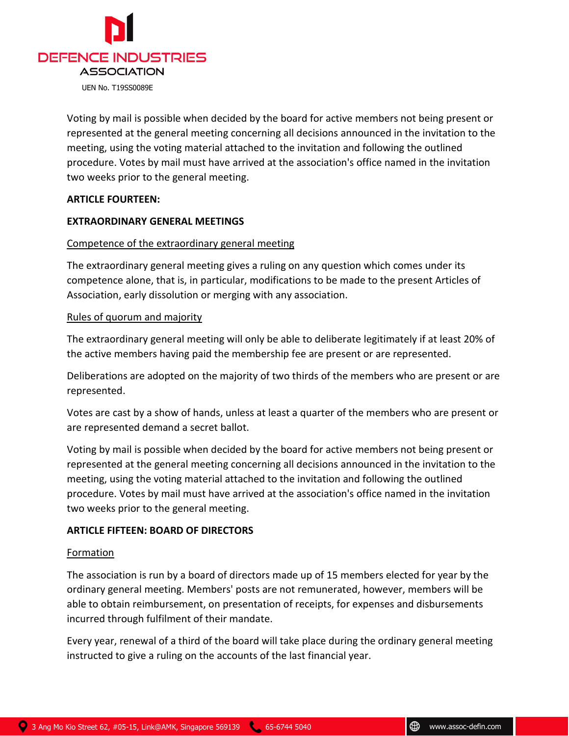Voting by mail is possible when decided by the board for active members not being present or represented at the general meeting concerning all decisions announced in the invitation to the meeting, using the voting material attached to the invitation and following the outlined procedure. Votes by mail must have arrived at the association's office named in the invitation two weeks prior to the general meeting.

**ARTICLE FOURTEEN:**

**EXTRAORDINARY GENERAL MEETINGS**

Competence of the extraordinary general meeting

The extraordinary general meeting gives a ruling on any question which comes under its competence alone, that is, in particular, modifications to be made to the present Articles of Association, early dissolution or merging with any association.

Rules of quorum and majority

The extraordinary general meeting will only be able to deliberate legitimately if at least 20% of the active members having paid the membership fee are present or are represented.

Deliberations are adopted on the majority of two thirds of the members who are present or are represented.

Votes are cast by a show of hands, unless at least a quarter of the members who are present or are represented demand a secret ballot.

Voting by mail is possible when decided by the board for active members not being present or represented at the general meeting concerning all decisions announced in the invitation to the meeting, using the voting material attached to the invitation and following the outlined procedure. Votes by mail must have arrived at the association's office named in the invitation two weeks prior to the general meeting.

**ARTICLE FIFTEEN: BOARD OF DIRECTORS**

Formation

The association is run by a board of directors made up of 15 members elected for year by the ordinary general meeting. Members' posts are not remunerated, however, members will be able to obtain reimbursement, on presentation of receipts, for expenses and disbursements incurred through fulfilment of their mandate.

Every year, renewal of a third of the board will take place during the ordinary general meeting instructed to give a ruling on the accounts of the last financial year.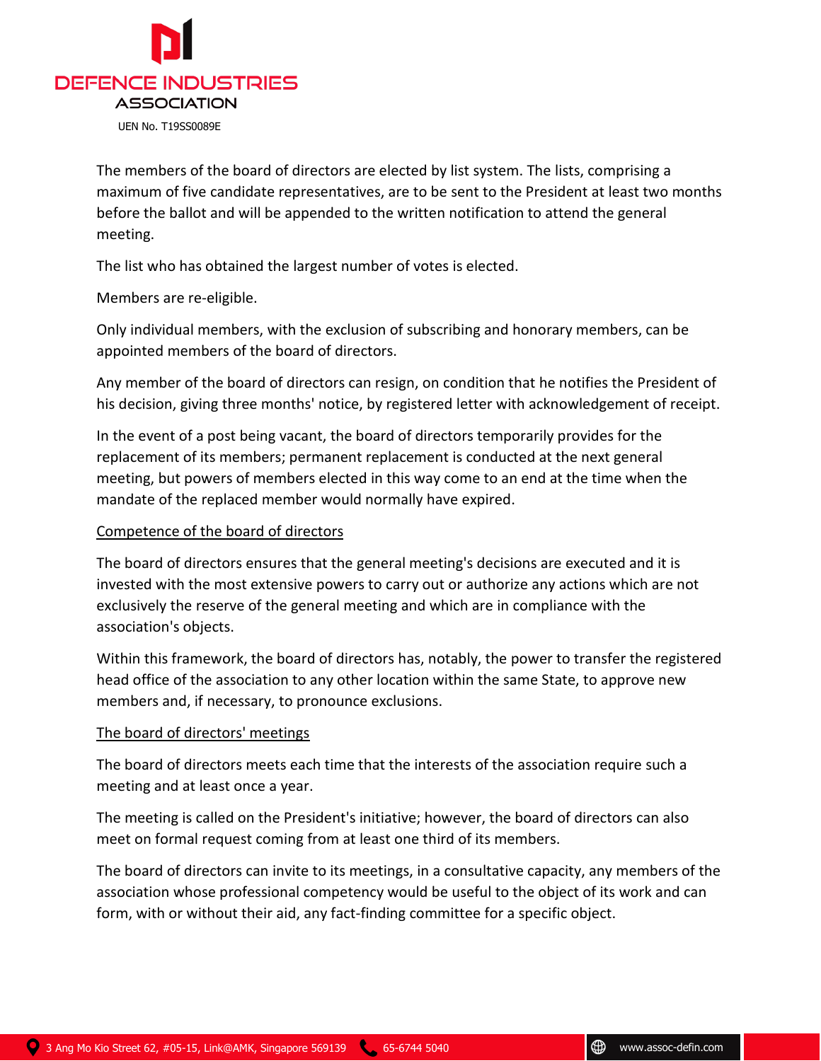The members of the board of directors are elected by list system. The lists, comprising a maximum of five candidate representatives, are to be sent to the President at least two months before the ballot and will be appended to the written notification to attend the general meeting.

The list who has obtained the largest number of votes is elected.

Members are re-eligible.

Only individual members, with the exclusion of subscribing and honorary members, can be appointed members of the board of directors.

Any member of the board of directors can resign, on condition that he notifies the President of his decision, giving three months' notice, by registered letter with acknowledgement of receipt.

In the event of a post being vacant, the board of directors temporarily provides for the replacement of its members; permanent replacement is conducted at the next general meeting, but powers of members elected in this way come to an end at the time when the mandate of the replaced member would normally have expired.

Competence of the board of directors

The board of directors ensures that the general meeting's decisions are executed and it is invested with the most extensive powers to carry out or authorize any actions which are not exclusively the reserve of the general meeting and which are in compliance with the association's objects.

Within this framework, the board of directors has, notably, the power to transfer the registered head office of the association to any other location within the same State, to approve new members and, if necessary, to pronounce exclusions.

The board of directors' meetings

The board of directors meets each time that the interests of the association require such a meeting and at least once a year.

The meeting is called on the President's initiative; however, the board of directors can also meet on formal request coming from at least one third of its members.

The board of directors can invite to its meetings, in a consultative capacity, any members of the association whose professional competency would be useful to the object of its work and can form, with or without their aid, any fact-finding committee for a specific object.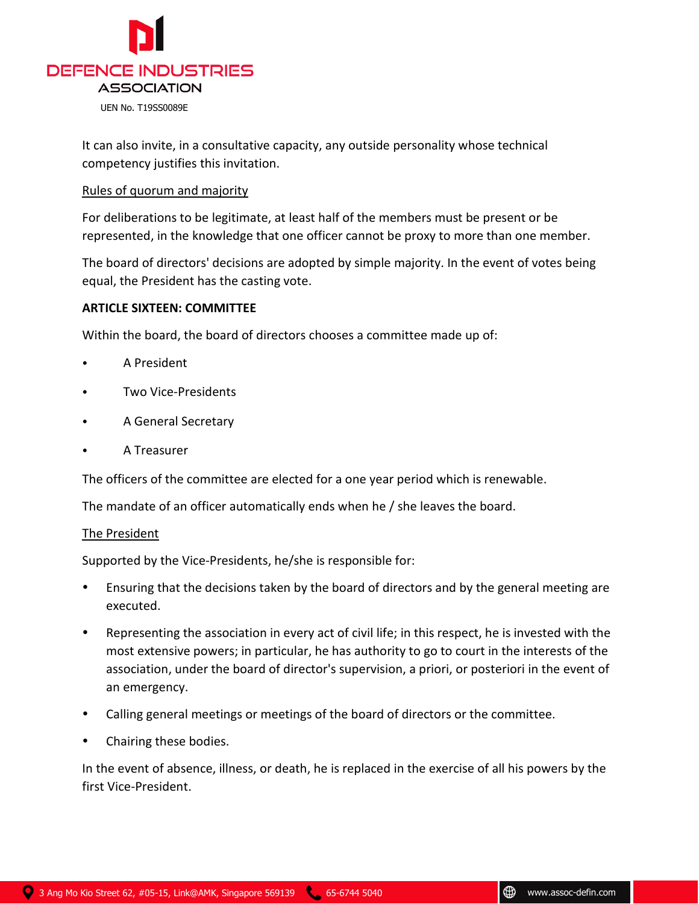It can also invite, in a consultative capacity, any outside personality whose technical competency justifies this invitation.

Rules of quorum and majority

For deliberations to be legitimate, at least half of the members must be present or be represented, in the knowledge that one officer cannot be proxy to more than one member.

The board of directors' decisions are adopted by simple majority. In the event of votes being equal, the President has the casting vote.

**ARTICLE SIXTEEN: COMMITTEE**

Within the board, the board of directors chooses a committee made up of:

- A President
- Two Vice-Presidents
- A General Secretary
- A Treasurer

The officers of the committee are elected for a one year period which is renewable.

The mandate of an officer automatically ends when he / she leaves the board.

The President

Supported by the Vice-Presidents, he/she is responsible for:

- Ensuring that the decisions taken by the board of directors and by the general meeting are executed.
- Representing the association in every act of civil life; in this respect, he is invested with the most extensive powers; in particular, he has authority to go to court in the interests of the association, under the board of director's supervision, a priori, or posteriori in the event of an emergency.
- Calling general meetings or meetings of the board of directors or the committee.
- Chairing these bodies.

In the event of absence, illness, or death, he is replaced in the exercise of all his powers by the first Vice-President.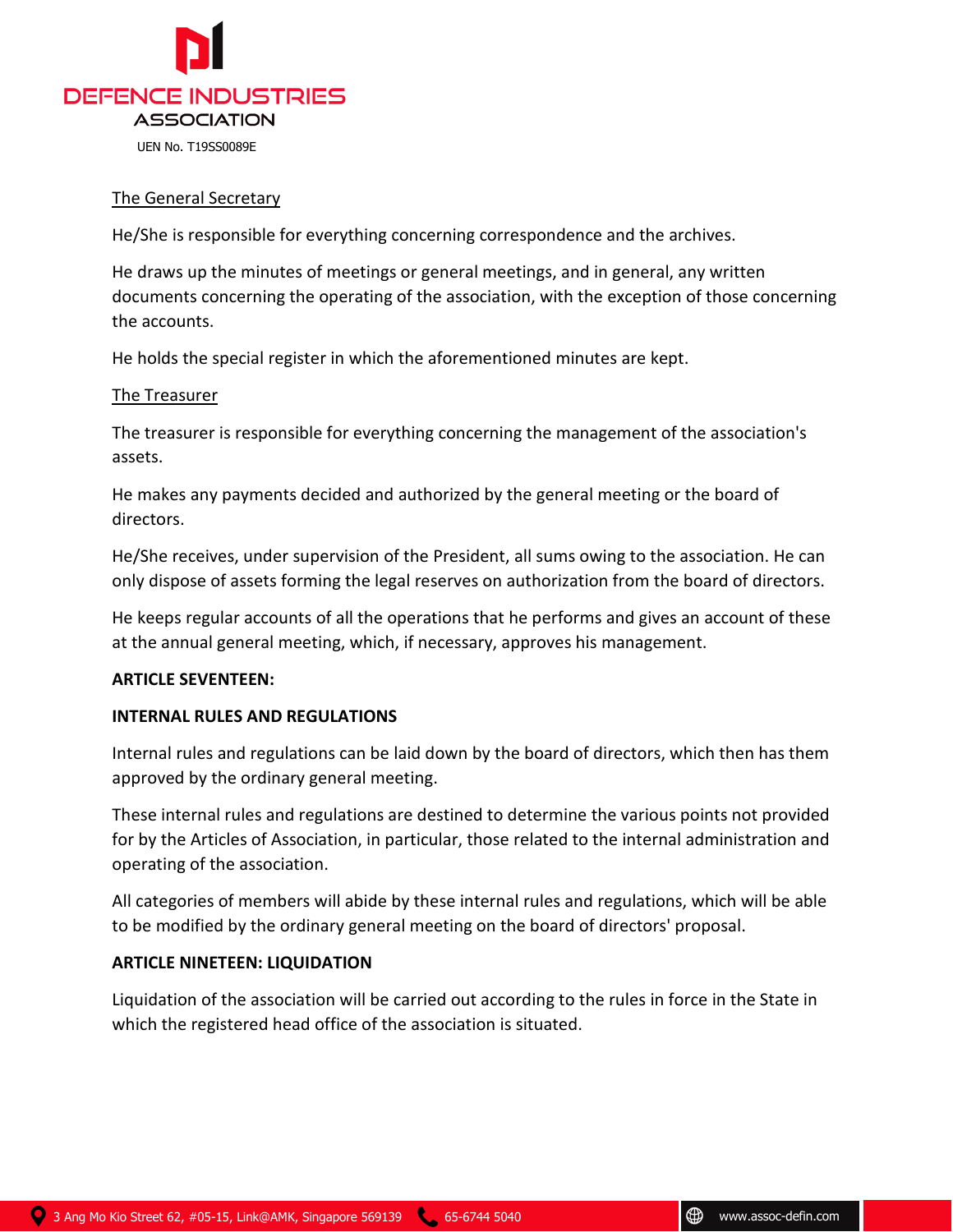The General Secretary

He/She is responsible for everything concerning correspondence and the archives.

He draws up the minutes of meetings or general meetings, and in general, any written documents concerning the operating of the association, with the exception of those concerning the accounts.

He holds the special register in which the aforementioned minutes are kept.

The Treasurer

The treasurer is responsible for everything concerning the management of the association's assets.

He makes any payments decided and authorized by the general meeting or the board of directors.

He/She receives, under supervision of the President, all sums owing to the association. He can only dispose of assets forming the legal reserves on authorization from the board of directors.

He keeps regular accounts of all the operations that he performs and gives an account of these at the annual general meeting, which, if necessary, approves his management.

**ARTICLE SEVENTEEN:**

**INTERNAL RULES AND REGULATIONS**

Internal rules and regulations can be laid down by the board of directors, which then has them approved by the ordinary general meeting.

These internal rules and regulations are destined to determine the various points not provided for by the Articles of Association, in particular, those related to the internal administration and operating of the association.

All categories of members will abide by these internal rules and regulations, which will be able to be modified by the ordinary general meeting on the board of directors' proposal.

**ARTICLE NINETEEN: LIQUIDATION**

Liquidation of the association will be carried out according to the rules in force in the State in which the registered head office of the association is situated.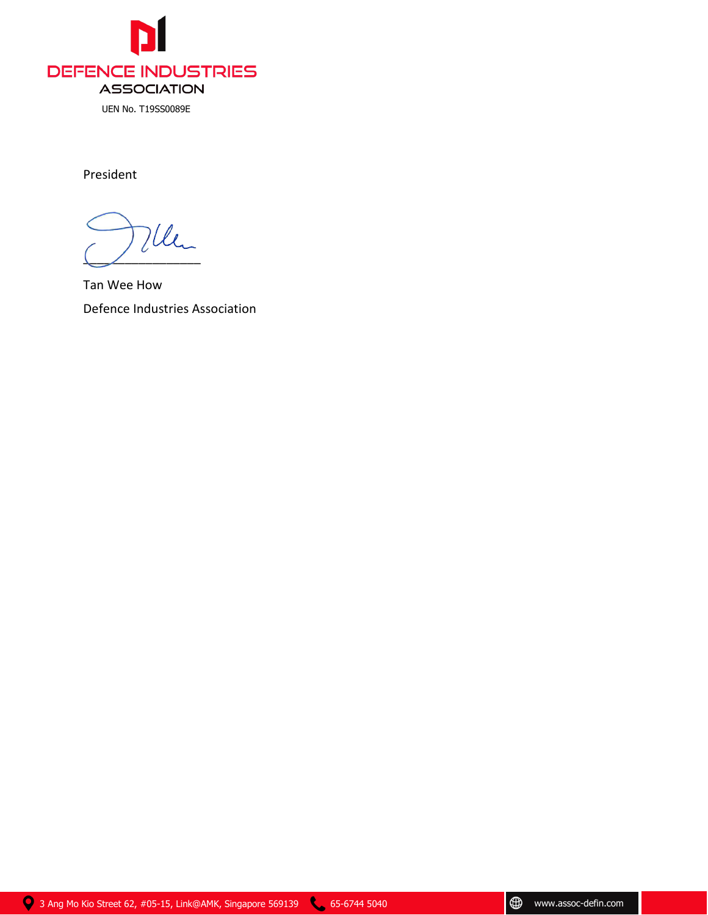DEFENCE INDUSTRIES ASSOCIATION

UEN No. T19SS0089E

President

\_\_\_\_\_\_\_\_\_\_\_\_\_\_\_\_\_\_\_\_\_\_

Tan Wee How

Defence Industries Association

3 Ang Mo Kio Street 62, #05-15, Link@AMK, Singapore 569139 65-6744 5040 www.assoc-defin.com